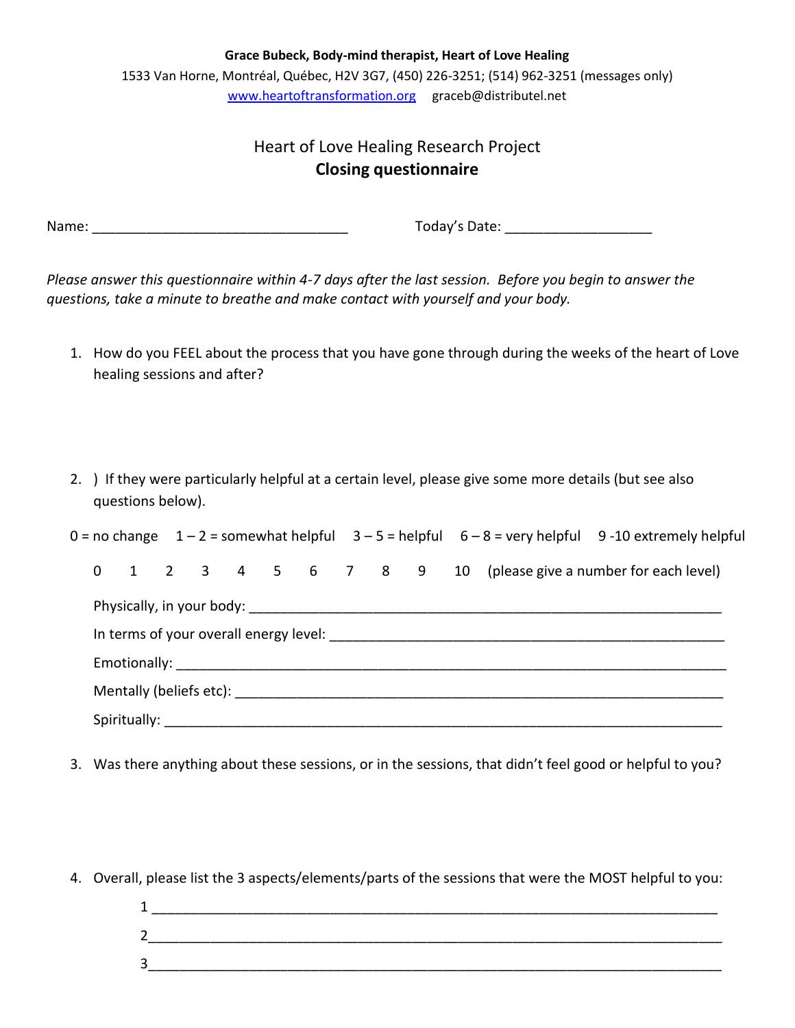**Grace Bubeck, Body-mind therapist, Heart of Love Healing**

1533 Van Horne, Montréal, Québec, H2V 3G7, (450) 226-3251; (514) 962-3251 (messages only)

www.heartoftransformation.org graceb@distributel.net

# Heart of Love Healing Research Project

## **Closing questionnaire**

Name: ________________________________ Today's Date: ___________________

*Please answer this questionnaire within 4-7 days after the last session. Before you begin to answer the questions, take a minute to breathe and make contact with yourself and your body.*

1. How do you FEEL about the process that you have gone through during the weeks of the heart of Love healing sessions and after?

2. ) If they were particularly helpful at a certain level, please give some more details (but see also questions below).

0 = no change 1 – 2 = somewhat helpful 3 – 5 = helpful 6 – 8 = very helpful 9 -10 extremely helpful

0 1 2 3 4 5 6 7 8 9 10 (please give a number for each level)

Physically, in your body: ______________________________________________________________

In terms of your overall energy level: ___________________________________________________

Emotionally: _______________________________________________________________________

Mentally (beliefs etc): _________________________________________________________________

Spiritually: _________________________________________________________________________

3. Was there anything about these sessions, or in the sessions, that didn't feel good or helpful to you?

4. Overall, please list the 3 aspects/elements/parts of the sessions that were the MOST helpful to you:

1 ___________________________________________________________________________

2___________________________________________________________________________

3___________________________________________________________________________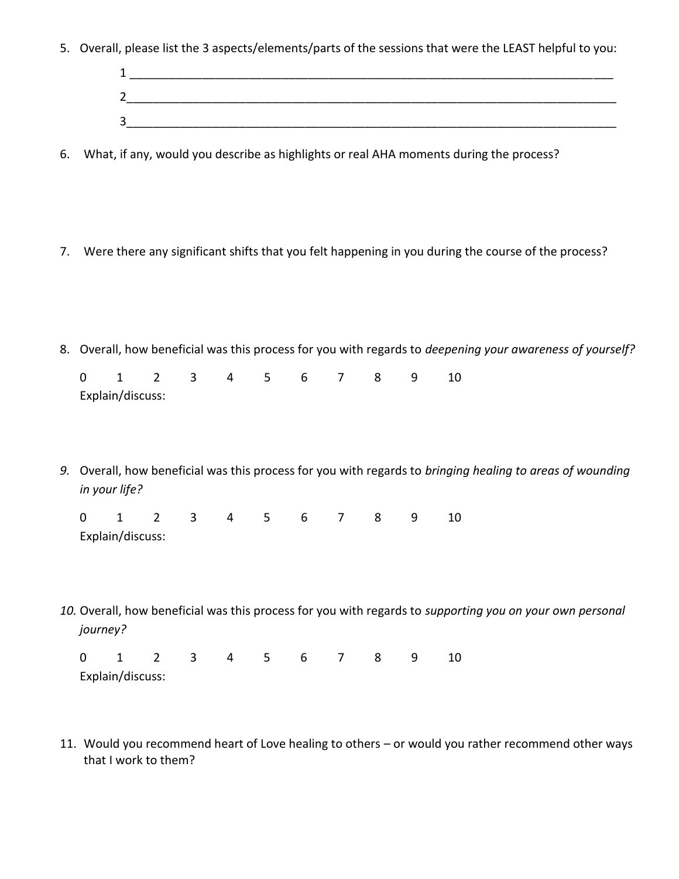5. Overall, please list the 3 aspects/elements/parts of the sessions that were the LEAST helpful to you:

   1 ______________________________________________________________________________

   2______________________________________________________________________________

   3______________________________________________________________________________

6. What, if any, would you describe as highlights or real AHA moments during the process?

7. Were there any significant shifts that you felt happening in you during the course of the process?

8. Overall, how beneficial was this process for you with regards to *deepening your awareness of yourself?*

   0 1 2 3 4 5 6 7 8 9 10

   Explain/discuss:

9. *Overall, how beneficial was this process for you with regards to* *bringing healing to areas of wounding in your life?*

   0 1 2 3 4 5 6 7 8 9 10

   Explain/discuss:

10. *Overall, how beneficial was this process for you with regards to* *supporting you on your own personal journey?*

    0 1 2 3 4 5 6 7 8 9 10

    Explain/discuss:

11. Would you recommend heart of Love healing to others – or would you rather recommend other ways that I work to them?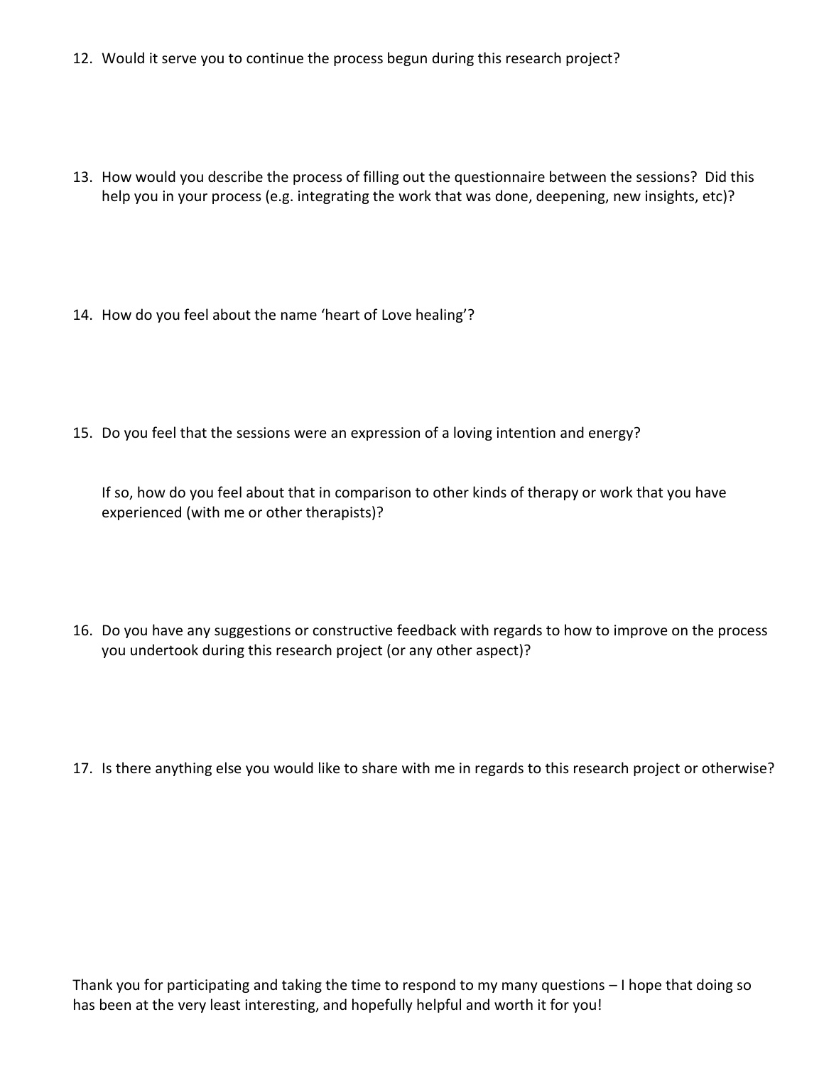12. Would it serve you to continue the process begun during this research project?

13. How would you describe the process of filling out the questionnaire between the sessions? Did this help you in your process (e.g. integrating the work that was done, deepening, new insights, etc)?

14. How do you feel about the name 'heart of Love healing'?

15. Do you feel that the sessions were an expression of a loving intention and energy?

    If so, how do you feel about that in comparison to other kinds of therapy or work that you have experienced (with me or other therapists)?

16. Do you have any suggestions or constructive feedback with regards to how to improve on the process you undertook during this research project (or any other aspect)?

17. Is there anything else you would like to share with me in regards to this research project or otherwise?

Thank you for participating and taking the time to respond to my many questions – I hope that doing so has been at the very least interesting, and hopefully helpful and worth it for you!